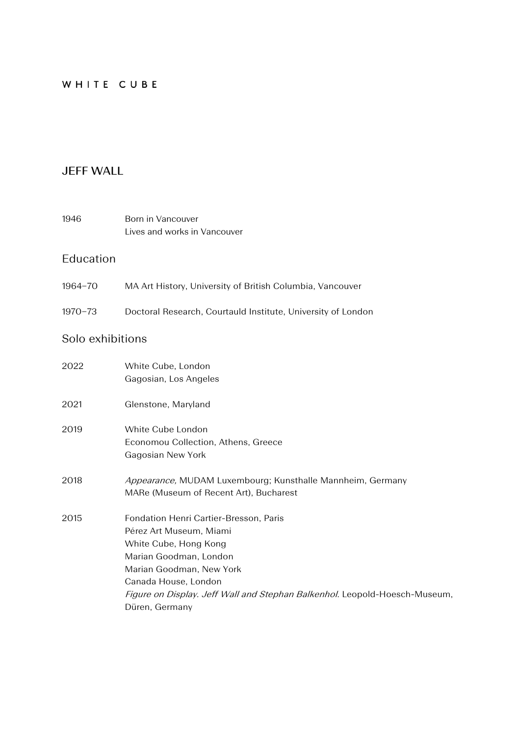WHITE CUBE

# JEFF WALL

| | |
|---|---|
| 1946 | Born in Vancouver<br>Lives and works in Vancouver |

## Education

| | |
|---|---|
| 1964–70 | MA Art History, University of British Columbia, Vancouver |
| 1970–73 | Doctoral Research, Courtauld Institute, University of London |

## Solo exhibitions

| | |
|---|---|
| 2022 | White Cube, London<br>Gagosian, Los Angeles |
| 2021 | Glenstone, Maryland |
| 2019 | White Cube London<br>Economou Collection, Athens, Greece<br>Gagosian New York |
| 2018 | *Appearance,* MUDAM Luxembourg; Kunsthalle Mannheim, Germany<br>MARe (Museum of Recent Art), Bucharest |
| 2015 | Fondation Henri Cartier-Bresson, Paris<br>Pérez Art Museum, Miami<br>White Cube, Hong Kong<br>Marian Goodman, London<br>Marian Goodman, New York<br>Canada House, London<br>*Figure on Display. Jeff Wall and Stephan Balkenhol*. Leopold-Hoesch-Museum, Düren, Germany |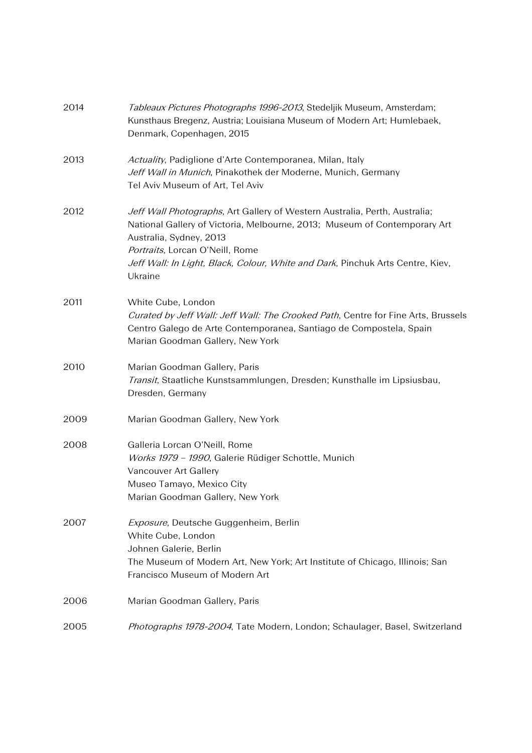2014 *Tableaux Pictures Photographs 1996-2013*, Stedeljik Museum, Amsterdam; Kunsthaus Bregenz, Austria; Louisiana Museum of Modern Art; Humlebaek, Denmark, Copenhagen, 2015

2013 *Actuality*, Padiglione d'Arte Contemporanea, Milan, Italy
*Jeff Wall in Munich*, Pinakothek der Moderne, Munich, Germany
Tel Aviv Museum of Art, Tel Aviv

2012 *Jeff Wall Photographs*, Art Gallery of Western Australia, Perth, Australia; National Gallery of Victoria, Melbourne, 2013; Museum of Contemporary Art Australia, Sydney, 2013
*Portraits*, Lorcan O'Neill, Rome
*Jeff Wall: In Light, Black, Colour, White and Dark*, Pinchuk Arts Centre, Kiev, Ukraine

2011 White Cube, London
*Curated by Jeff Wall: Jeff Wall: The Crooked Path*, Centre for Fine Arts, Brussels
Centro Galego de Arte Contemporanea, Santiago de Compostela, Spain
Marian Goodman Gallery, New York

2010 Marian Goodman Gallery, Paris
*Transit*, Staatliche Kunstsammlungen, Dresden; Kunsthalle im Lipsiusbau, Dresden, Germany

2009 Marian Goodman Gallery, New York

2008 Galleria Lorcan O'Neill, Rome
*Works 1979 – 1990*, Galerie Rüdiger Schottle, Munich
Vancouver Art Gallery
Museo Tamayo, Mexico City
Marian Goodman Gallery, New York

2007 *Exposure*, Deutsche Guggenheim, Berlin
White Cube, London
Johnen Galerie, Berlin
The Museum of Modern Art, New York; Art Institute of Chicago, Illinois; San Francisco Museum of Modern Art

2006 Marian Goodman Gallery, Paris

2005 *Photographs 1978-2004*, Tate Modern, London; Schaulager, Basel, Switzerland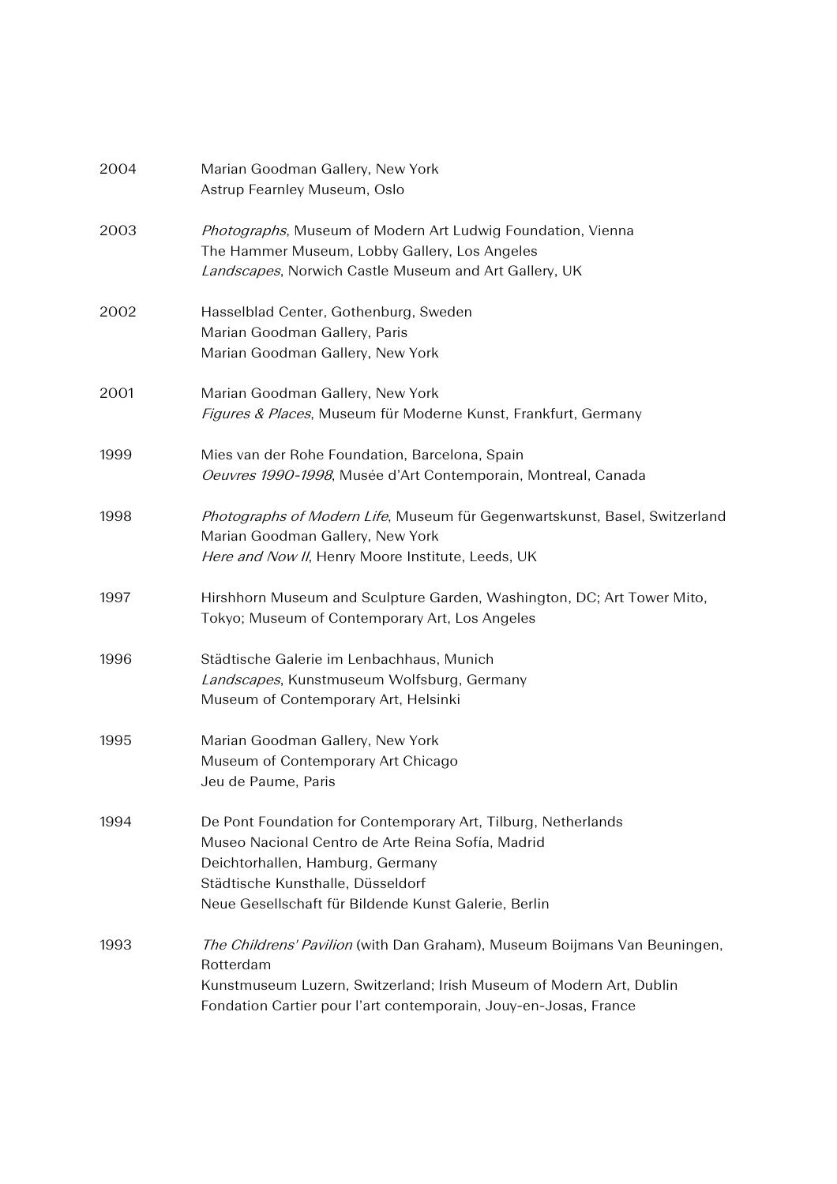2004 Marian Goodman Gallery, New York
Astrup Fearnley Museum, Oslo

2003 *Photographs*, Museum of Modern Art Ludwig Foundation, Vienna
The Hammer Museum, Lobby Gallery, Los Angeles
*Landscapes*, Norwich Castle Museum and Art Gallery, UK

2002 Hasselblad Center, Gothenburg, Sweden
Marian Goodman Gallery, Paris
Marian Goodman Gallery, New York

2001 Marian Goodman Gallery, New York
*Figures & Places*, Museum für Moderne Kunst, Frankfurt, Germany

1999 Mies van der Rohe Foundation, Barcelona, Spain
*Oeuvres 1990-1998*, Musée d'Art Contemporain, Montreal, Canada

1998 *Photographs of Modern Life*, Museum für Gegenwartskunst, Basel, Switzerland
Marian Goodman Gallery, New York
*Here and Now II*, Henry Moore Institute, Leeds, UK

1997 Hirshhorn Museum and Sculpture Garden, Washington, DC; Art Tower Mito, Tokyo; Museum of Contemporary Art, Los Angeles

1996 Städtische Galerie im Lenbachhaus, Munich
*Landscapes*, Kunstmuseum Wolfsburg, Germany
Museum of Contemporary Art, Helsinki

1995 Marian Goodman Gallery, New York
Museum of Contemporary Art Chicago
Jeu de Paume, Paris

1994 De Pont Foundation for Contemporary Art, Tilburg, Netherlands
Museo Nacional Centro de Arte Reina Sofía, Madrid
Deichtorhallen, Hamburg, Germany
Städtische Kunsthalle, Düsseldorf
Neue Gesellschaft für Bildende Kunst Galerie, Berlin

1993 *The Childrens' Pavilion* (with Dan Graham), Museum Boijmans Van Beuningen, Rotterdam
Kunstmuseum Luzern, Switzerland; Irish Museum of Modern Art, Dublin
Fondation Cartier pour l'art contemporain, Jouy-en-Josas, France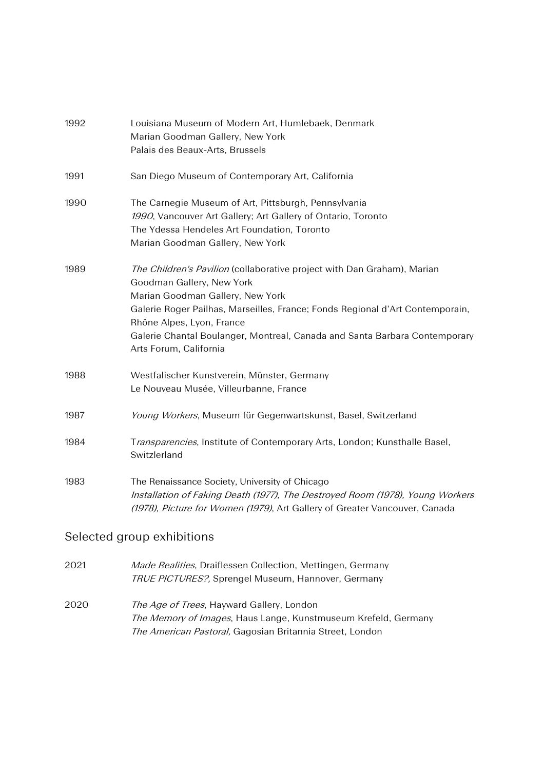| | |
|---|---|
| 1992 | Louisiana Museum of Modern Art, Humlebaek, Denmark<br>Marian Goodman Gallery, New York<br>Palais des Beaux-Arts, Brussels |
| 1991 | San Diego Museum of Contemporary Art, California |
| 1990 | The Carnegie Museum of Art, Pittsburgh, Pennsylvania<br>*1990*, Vancouver Art Gallery; Art Gallery of Ontario, Toronto<br>The Ydessa Hendeles Art Foundation, Toronto<br>Marian Goodman Gallery, New York |
| 1989 | *The Children's Pavilion* (collaborative project with Dan Graham), Marian Goodman Gallery, New York<br>Marian Goodman Gallery, New York<br>Galerie Roger Pailhas, Marseilles, France; Fonds Regional d'Art Contemporain, Rhône Alpes, Lyon, France<br>Galerie Chantal Boulanger, Montreal, Canada and Santa Barbara Contemporary Arts Forum, California |
| 1988 | Westfalischer Kunstverein, Münster, Germany<br>Le Nouveau Musée, Villeurbanne, France |
| 1987 | *Young Workers*, Museum für Gegenwartskunst, Basel, Switzerland |
| 1984 | T*ransparencies*, Institute of Contemporary Arts, London; Kunsthalle Basel, Switzlerland |
| 1983 | The Renaissance Society, University of Chicago<br>*Installation of Faking Death (1977), The Destroyed Room (1978), Young Workers (1978), Picture for Women (1979)*, Art Gallery of Greater Vancouver, Canada |

## Selected group exhibitions

| | |
|---|---|
| 2021 | *Made Realities*, Draiflessen Collection, Mettingen, Germany<br>*TRUE PICTURES?,* Sprengel Museum, Hannover, Germany |
| 2020 | *The Age of Trees*, Hayward Gallery, London<br>*The Memory of Images*, Haus Lange, Kunstmuseum Krefeld, Germany<br>*The American Pastoral,* Gagosian Britannia Street, London |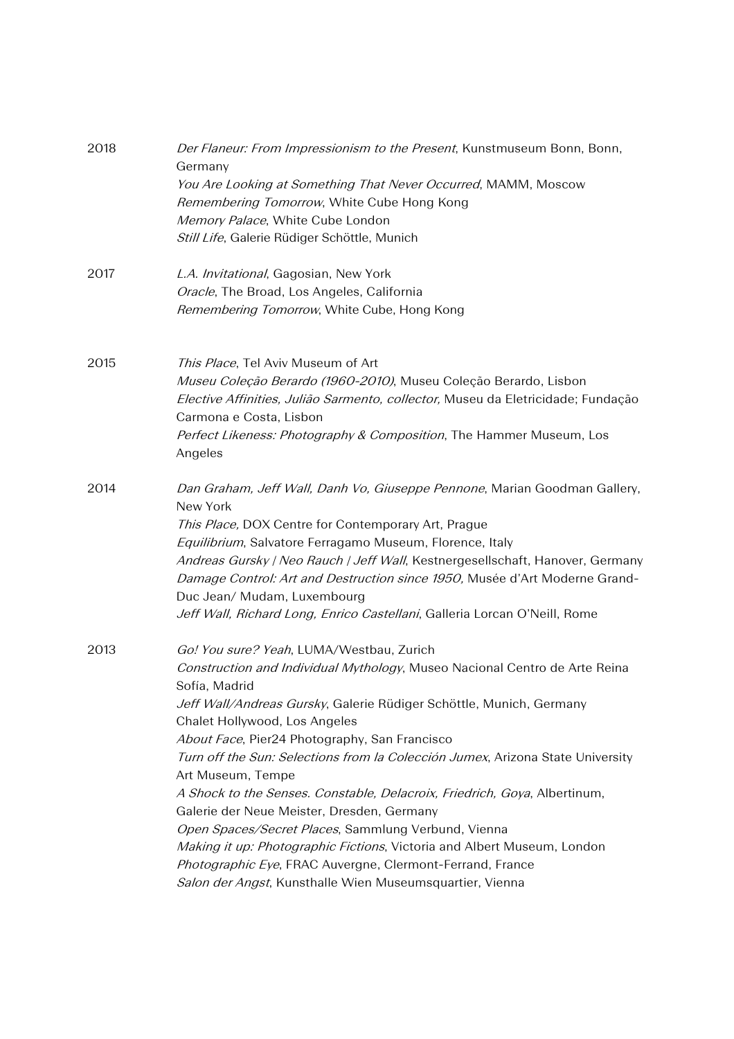2018

*Der Flaneur: From Impressionism to the Present*, Kunstmuseum Bonn, Bonn, Germany
*You Are Looking at Something That Never Occurred*, MAMM, Moscow
*Remembering Tomorrow*, White Cube Hong Kong
*Memory Palace*, White Cube London
*Still Life*, Galerie Rüdiger Schöttle, Munich

2017

*L.A. Invitational*, Gagosian, New York
*Oracle*, The Broad, Los Angeles, California
*Remembering Tomorrow*, White Cube, Hong Kong

2015

*This Place*, Tel Aviv Museum of Art
*Museu Coleção Berardo (1960-2010)*, Museu Coleção Berardo, Lisbon
*Elective Affinities, Julião Sarmento, collector,* Museu da Eletricidade; Fundação Carmona e Costa, Lisbon
*Perfect Likeness: Photography & Composition*, The Hammer Museum, Los Angeles

2014

*Dan Graham, Jeff Wall, Danh Vo, Giuseppe Pennone*, Marian Goodman Gallery, New York
*This Place,* DOX Centre for Contemporary Art, Prague
*Equilibrium*, Salvatore Ferragamo Museum, Florence, Italy
*Andreas Gursky | Neo Rauch | Jeff Wall*, Kestnergesellschaft, Hanover, Germany
*Damage Control: Art and Destruction since 1950,* Musée d'Art Moderne Grand-Duc Jean/ Mudam, Luxembourg
*Jeff Wall, Richard Long, Enrico Castellani*, Galleria Lorcan O'Neill, Rome

2013

*Go! You sure? Yeah*, LUMA/Westbau, Zurich
*Construction and Individual Mythology*, Museo Nacional Centro de Arte Reina Sofía, Madrid
*Jeff Wall/Andreas Gursky*, Galerie Rüdiger Schöttle, Munich, Germany
Chalet Hollywood, Los Angeles
*About Face*, Pier24 Photography, San Francisco
*Turn off the Sun: Selections from la Colección Jumex*, Arizona State University Art Museum, Tempe
*A Shock to the Senses. Constable, Delacroix, Friedrich, Goya*, Albertinum, Galerie der Neue Meister, Dresden, Germany
*Open Spaces/Secret Places*, Sammlung Verbund, Vienna
*Making it up: Photographic Fictions*, Victoria and Albert Museum, London
*Photographic Eye*, FRAC Auvergne, Clermont-Ferrand, France
*Salon der Angst*, Kunsthalle Wien Museumsquartier, Vienna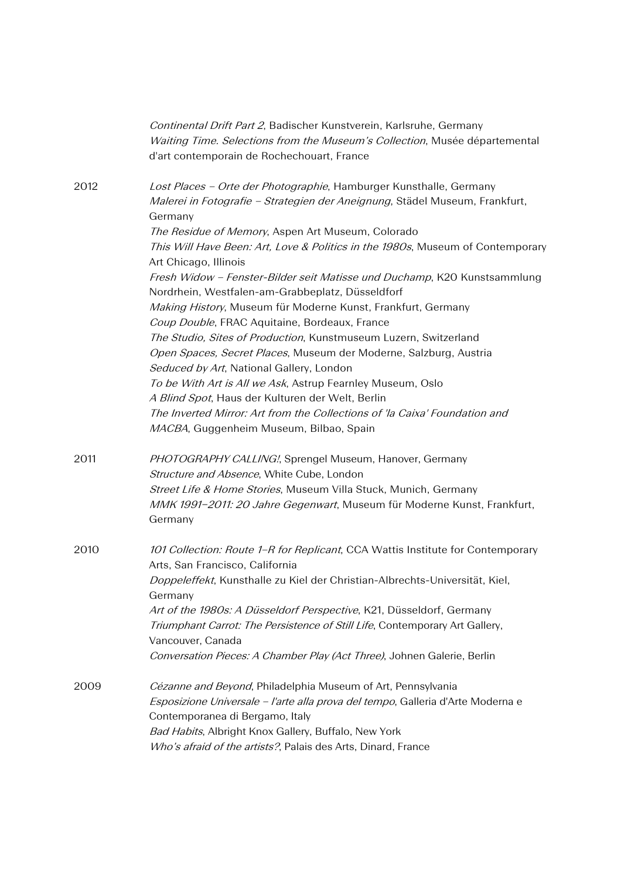*Continental Drift Part 2*, Badischer Kunstverein, Karlsruhe, Germany
*Waiting Time. Selections from the Museum's Collection*, Musée départemental d'art contemporain de Rochechouart, France

2012

*Lost Places – Orte der Photographie*, Hamburger Kunsthalle, Germany
*Malerei in Fotografie – Strategien der Aneignung*, Städel Museum, Frankfurt, Germany
*The Residue of Memory*, Aspen Art Museum, Colorado
*This Will Have Been: Art, Love & Politics in the 1980s*, Museum of Contemporary Art Chicago, Illinois
*Fresh Widow – Fenster-Bilder seit Matisse und Duchamp*, K20 Kunstsammlung Nordrhein, Westfalen-am-Grabbeplatz, Düsseldorf
*Making History*, Museum für Moderne Kunst, Frankfurt, Germany
*Coup Double*, FRAC Aquitaine, Bordeaux, France
*The Studio, Sites of Production*, Kunstmuseum Luzern, Switzerland
*Open Spaces, Secret Places*, Museum der Moderne, Salzburg, Austria
*Seduced by Art*, National Gallery, London
*To be With Art is All we Ask*, Astrup Fearnley Museum, Oslo
*A Blind Spot*, Haus der Kulturen der Welt, Berlin
*The Inverted Mirror: Art from the Collections of 'la Caixa' Foundation and MACBA*, Guggenheim Museum, Bilbao, Spain

2011

*PHOTOGRAPHY CALLING!*, Sprengel Museum, Hanover, Germany
*Structure and Absence*, White Cube, London
*Street Life & Home Stories*, Museum Villa Stuck, Munich, Germany
*MMK 1991–2011: 20 Jahre Gegenwart*, Museum für Moderne Kunst, Frankfurt, Germany

2010

*101 Collection: Route 1–R for Replicant*, CCA Wattis Institute for Contemporary Arts, San Francisco, California
*Doppeleffekt*, Kunsthalle zu Kiel der Christian-Albrechts-Universität, Kiel, Germany
*Art of the 1980s: A Düsseldorf Perspective*, K21, Düsseldorf, Germany
*Triumphant Carrot: The Persistence of Still Life*, Contemporary Art Gallery, Vancouver, Canada
*Conversation Pieces: A Chamber Play (Act Three)*, Johnen Galerie, Berlin

2009

*Cézanne and Beyond*, Philadelphia Museum of Art, Pennsylvania
*Esposizione Universale – l'arte alla prova del tempo*, Galleria d'Arte Moderna e Contemporanea di Bergamo, Italy
*Bad Habits*, Albright Knox Gallery, Buffalo, New York
*Who's afraid of the artists?*, Palais des Arts, Dinard, France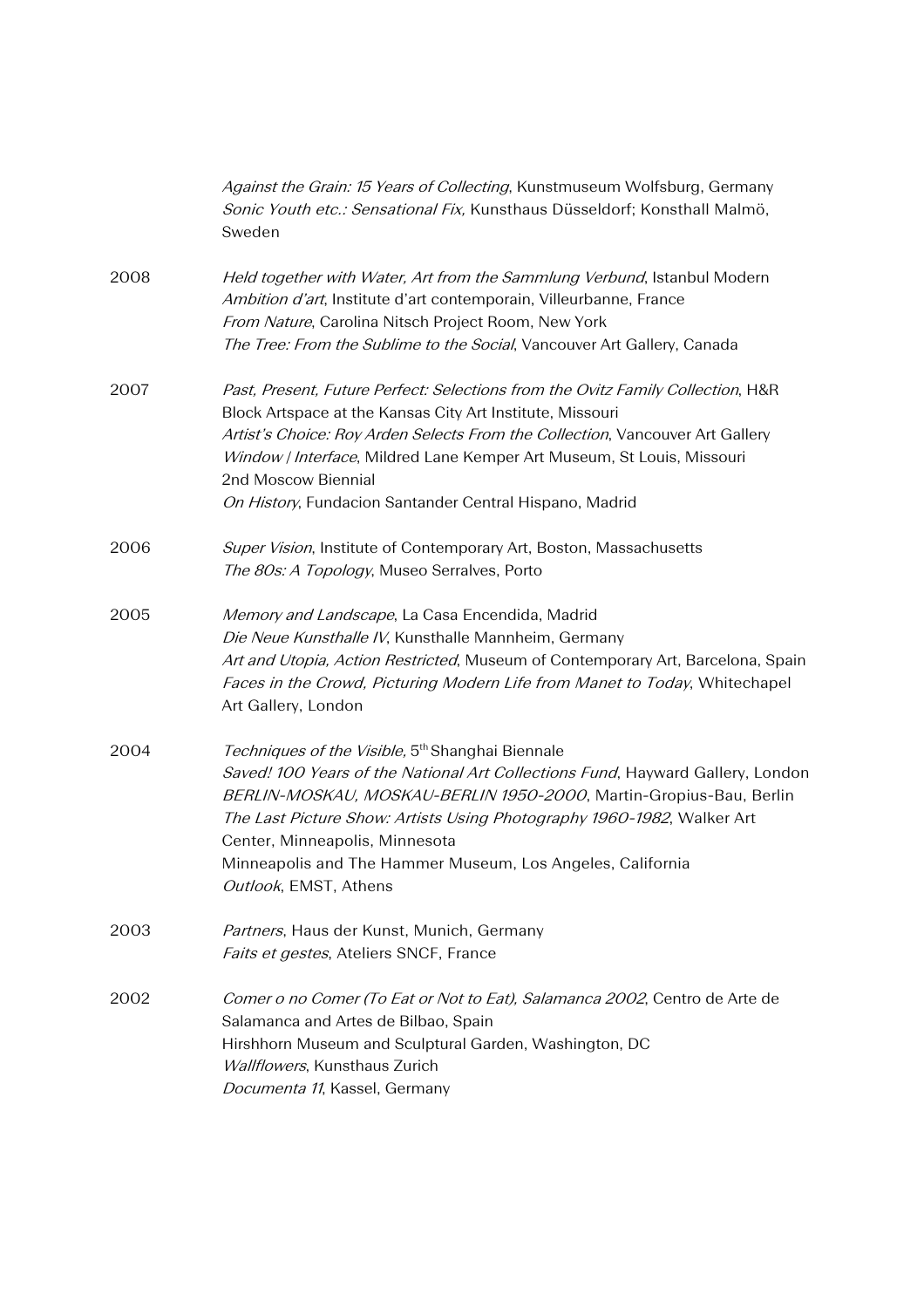*Against the Grain: 15 Years of Collecting*, Kunstmuseum Wolfsburg, Germany
*Sonic Youth etc.: Sensational Fix,* Kunsthaus Düsseldorf; Konsthall Malmö, Sweden

2008 *Held together with Water, Art from the Sammlung Verbund*, Istanbul Modern
*Ambition d'art*, Institute d'art contemporain, Villeurbanne, France
*From Nature*, Carolina Nitsch Project Room, New York
*The Tree: From the Sublime to the Social*, Vancouver Art Gallery, Canada

2007 *Past, Present, Future Perfect: Selections from the Ovitz Family Collection*, H&R Block Artspace at the Kansas City Art Institute, Missouri
*Artist's Choice: Roy Arden Selects From the Collection*, Vancouver Art Gallery
*Window / Interface*, Mildred Lane Kemper Art Museum, St Louis, Missouri
2nd Moscow Biennial
*On History*, Fundacion Santander Central Hispano, Madrid

2006 *Super Vision*, Institute of Contemporary Art, Boston, Massachusetts
*The 80s: A Topology*, Museo Serralves, Porto

2005 *Memory and Landscape*, La Casa Encendida, Madrid
*Die Neue Kunsthalle IV*, Kunsthalle Mannheim, Germany
*Art and Utopia, Action Restricted*, Museum of Contemporary Art, Barcelona, Spain
*Faces in the Crowd, Picturing Modern Life from Manet to Today*, Whitechapel Art Gallery, London

2004 *Techniques of the Visible,* 5th Shanghai Biennale
*Saved! 100 Years of the National Art Collections Fund*, Hayward Gallery, London
*BERLIN-MOSKAU, MOSKAU-BERLIN 1950-2000*, Martin-Gropius-Bau, Berlin
*The Last Picture Show: Artists Using Photography 1960-1982*, Walker Art Center, Minneapolis, Minnesota
Minneapolis and The Hammer Museum, Los Angeles, California
*Outlook*, EMST, Athens

2003 *Partners*, Haus der Kunst, Munich, Germany
*Faits et gestes*, Ateliers SNCF, France

2002 *Comer o no Comer (To Eat or Not to Eat), Salamanca 2002*, Centro de Arte de Salamanca and Artes de Bilbao, Spain
Hirshhorn Museum and Sculptural Garden, Washington, DC
*Wallflowers*, Kunsthaus Zurich
*Documenta 11*, Kassel, Germany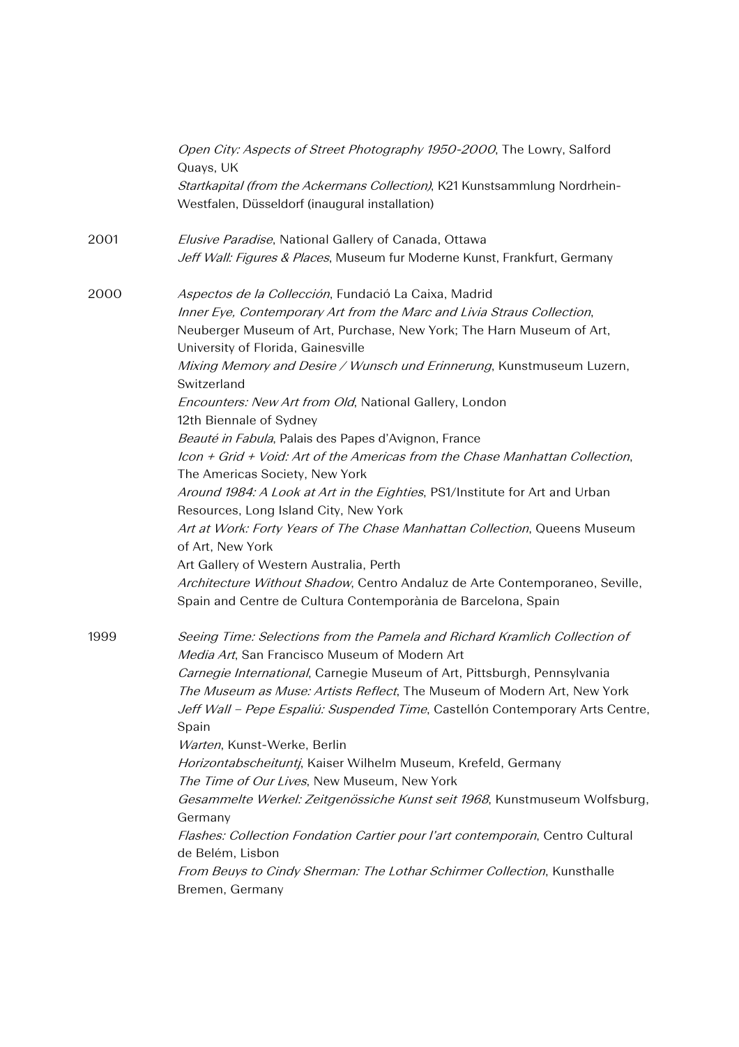*Open City: Aspects of Street Photography 1950-2000*, The Lowry, Salford Quays, UK
*Startkapital (from the Ackermans Collection)*, K21 Kunstsammlung Nordrhein-Westfalen, Düsseldorf (inaugural installation)

2001 *Elusive Paradise*, National Gallery of Canada, Ottawa
*Jeff Wall: Figures & Places*, Museum fur Moderne Kunst, Frankfurt, Germany

2000 *Aspectos de la Collección*, Fundació La Caixa, Madrid
*Inner Eye, Contemporary Art from the Marc and Livia Straus Collection*, Neuberger Museum of Art, Purchase, New York; The Harn Museum of Art, University of Florida, Gainesville
*Mixing Memory and Desire / Wunsch und Erinnerung*, Kunstmuseum Luzern, Switzerland
*Encounters: New Art from Old*, National Gallery, London
12th Biennale of Sydney
*Beauté in Fabula*, Palais des Papes d'Avignon, France
*Icon + Grid + Void: Art of the Americas from the Chase Manhattan Collection*, The Americas Society, New York
*Around 1984: A Look at Art in the Eighties*, PS1/Institute for Art and Urban Resources, Long Island City, New York
*Art at Work: Forty Years of The Chase Manhattan Collection*, Queens Museum of Art, New York
Art Gallery of Western Australia, Perth
*Architecture Without Shadow*, Centro Andaluz de Arte Contemporaneo, Seville, Spain and Centre de Cultura Contemporània de Barcelona, Spain

1999 *Seeing Time: Selections from the Pamela and Richard Kramlich Collection of Media Art*, San Francisco Museum of Modern Art
*Carnegie International*, Carnegie Museum of Art, Pittsburgh, Pennsylvania
*The Museum as Muse: Artists Reflect*, The Museum of Modern Art, New York
*Jeff Wall – Pepe Espaliú: Suspended Time*, Castellón Contemporary Arts Centre, Spain
*Warten*, Kunst-Werke, Berlin
*Horizontabscheituntj*, Kaiser Wilhelm Museum, Krefeld, Germany
*The Time of Our Lives*, New Museum, New York
*Gesammelte Werkel: Zeitgenössiche Kunst seit 1968*, Kunstmuseum Wolfsburg, Germany
*Flashes: Collection Fondation Cartier pour l'art contemporain*, Centro Cultural de Belém, Lisbon
*From Beuys to Cindy Sherman: The Lothar Schirmer Collection*, Kunsthalle Bremen, Germany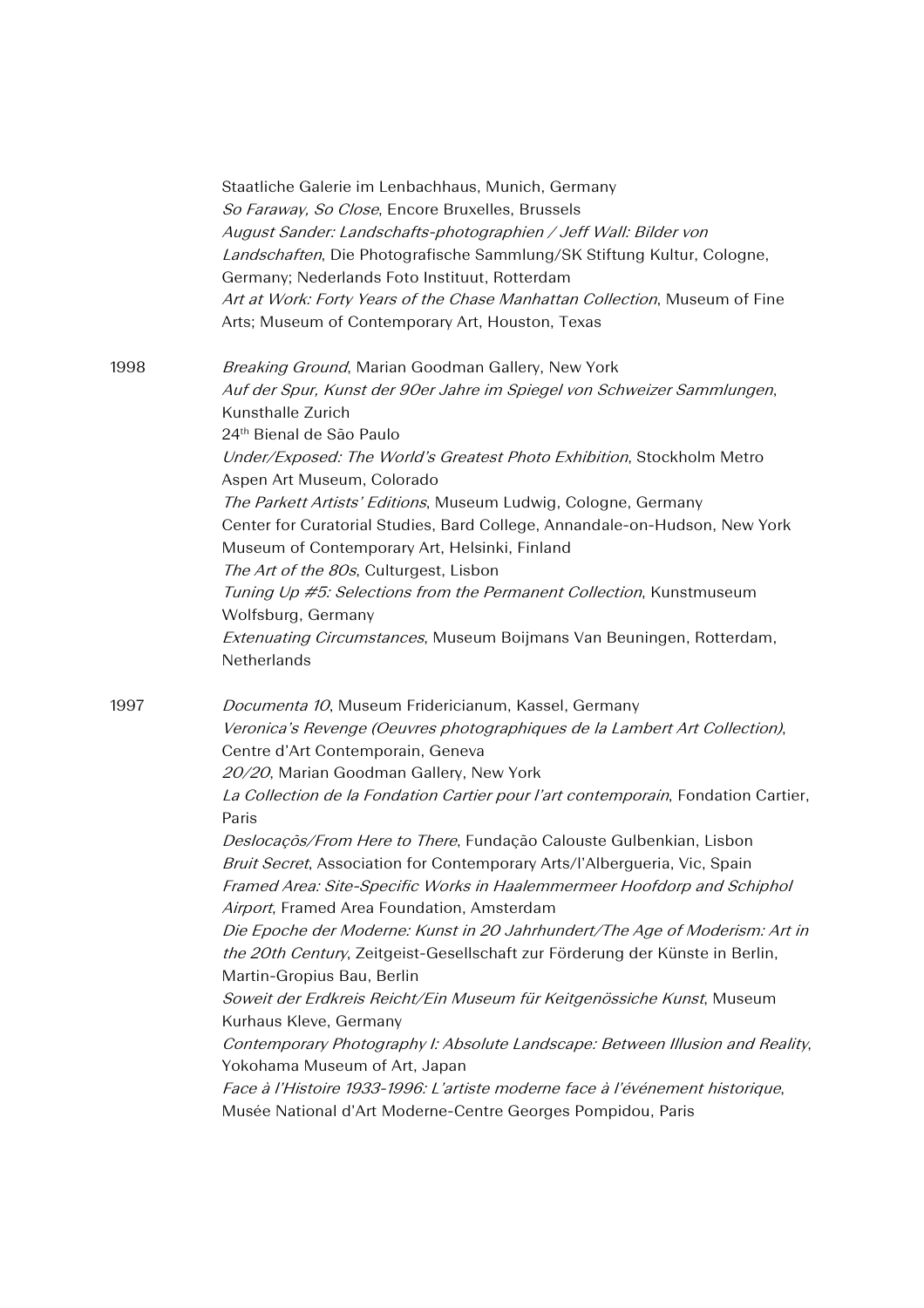Staatliche Galerie im Lenbachhaus, Munich, Germany
*So Faraway, So Close*, Encore Bruxelles, Brussels
*August Sander: Landschafts-photographien / Jeff Wall: Bilder von Landschaften*, Die Photografische Sammlung/SK Stiftung Kultur, Cologne, Germany; Nederlands Foto Instituut, Rotterdam
*Art at Work: Forty Years of the Chase Manhattan Collection*, Museum of Fine Arts; Museum of Contemporary Art, Houston, Texas

1998
*Breaking Ground*, Marian Goodman Gallery, New York
*Auf der Spur, Kunst der 90er Jahre im Spiegel von Schweizer Sammlungen*, Kunsthalle Zurich
24th Bienal de São Paulo
*Under/Exposed: The World's Greatest Photo Exhibition*, Stockholm Metro
Aspen Art Museum, Colorado
*The Parkett Artists' Editions*, Museum Ludwig, Cologne, Germany
Center for Curatorial Studies, Bard College, Annandale-on-Hudson, New York
Museum of Contemporary Art, Helsinki, Finland
*The Art of the 80s*, Culturgest, Lisbon
*Tuning Up #5: Selections from the Permanent Collection*, Kunstmuseum Wolfsburg, Germany
*Extenuating Circumstances*, Museum Boijmans Van Beuningen, Rotterdam, Netherlands

1997
*Documenta 10*, Museum Fridericianum, Kassel, Germany
*Veronica's Revenge (Oeuvres photographiques de la Lambert Art Collection)*, Centre d'Art Contemporain, Geneva
*20/20*, Marian Goodman Gallery, New York
*La Collection de la Fondation Cartier pour l'art contemporain*, Fondation Cartier, Paris
*Deslocaçõs/From Here to There*, Fundação Calouste Gulbenkian, Lisbon
*Bruit Secret*, Association for Contemporary Arts/l'Albergueria, Vic, Spain
*Framed Area: Site-Specific Works in Haalemmermeer Hoofdorp and Schiphol Airport*, Framed Area Foundation, Amsterdam
*Die Epoche der Moderne: Kunst in 20 Jahrhundert/The Age of Moderism: Art in the 20th Century*, Zeitgeist-Gesellschaft zur Förderung der Künste in Berlin, Martin-Gropius Bau, Berlin
*Soweit der Erdkreis Reicht/Ein Museum für Keitgenössiche Kunst*, Museum Kurhaus Kleve, Germany
*Contemporary Photography I: Absolute Landscape: Between Illusion and Reality*, Yokohama Museum of Art, Japan
*Face à l'Histoire 1933-1996: L'artiste moderne face à l'événement historique*, Musée National d'Art Moderne-Centre Georges Pompidou, Paris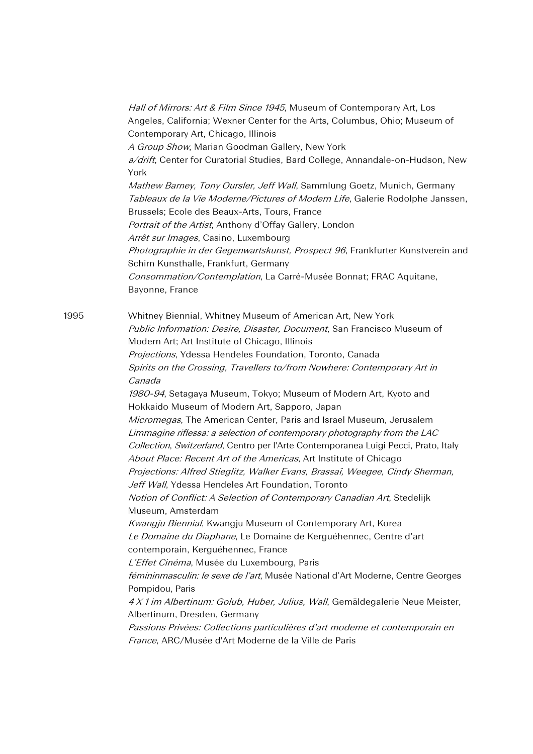*Hall of Mirrors: Art & Film Since 1945*, Museum of Contemporary Art, Los Angeles, California; Wexner Center for the Arts, Columbus, Ohio; Museum of Contemporary Art, Chicago, Illinois
*A Group Show*, Marian Goodman Gallery, New York
*a/drift*, Center for Curatorial Studies, Bard College, Annandale-on-Hudson, New York
*Mathew Barney, Tony Oursler, Jeff Wall*, Sammlung Goetz, Munich, Germany
*Tableaux de la Vie Moderne/Pictures of Modern Life*, Galerie Rodolphe Janssen, Brussels; Ecole des Beaux-Arts, Tours, France
*Portrait of the Artist*, Anthony d'Offay Gallery, London
*Arrêt sur Images*, Casino, Luxembourg
*Photographie in der Gegenwartskunst, Prospect 96*, Frankfurter Kunstverein and Schirn Kunsthalle, Frankfurt, Germany
*Consommation/Contemplation*, La Carré-Musée Bonnat; FRAC Aquitane, Bayonne, France

1995
Whitney Biennial, Whitney Museum of American Art, New York
*Public Information: Desire, Disaster, Document*, San Francisco Museum of Modern Art; Art Institute of Chicago, Illinois
*Projections*, Ydessa Hendeles Foundation, Toronto, Canada
*Spirits on the Crossing, Travellers to/from Nowhere: Contemporary Art in Canada*
*1980-94*, Setagaya Museum, Tokyo; Museum of Modern Art, Kyoto and Hokkaido Museum of Modern Art, Sapporo, Japan
*Micromegas*, The American Center, Paris and Israel Museum, Jerusalem
*Limmagine riflessa: a selection of contemporary photography from the LAC Collection*, *Switzerland*, Centro per l'Arte Contemporanea Luigi Pecci, Prato, Italy
*About Place: Recent Art of the Americas*, Art Institute of Chicago
*Projections: Alfred Stieglitz, Walker Evans, Brassaï, Weegee, Cindy Sherman, Jeff Wall*, Ydessa Hendeles Art Foundation, Toronto
*Notion of Conflict: A Selection of Contemporary Canadian Art*, Stedelijk Museum, Amsterdam
*Kwangju Biennial*, Kwangju Museum of Contemporary Art, Korea
*Le Domaine du Diaphane*, Le Domaine de Kerguéhennec, Centre d'art contemporain, Kerguéhennec, France
*L'Effet Cinéma*, Musée du Luxembourg, Paris
*fémininmasculin: le sexe de l'art*, Musée National d'Art Moderne, Centre Georges Pompidou, Paris
*4 X 1 im Albertinum: Golub, Huber, Julius, Wall*, Gemäldegalerie Neue Meister, Albertinum, Dresden, Germany
*Passions Privées: Collections particulières d'art moderne et contemporain en France*, ARC/Musée d'Art Moderne de la Ville de Paris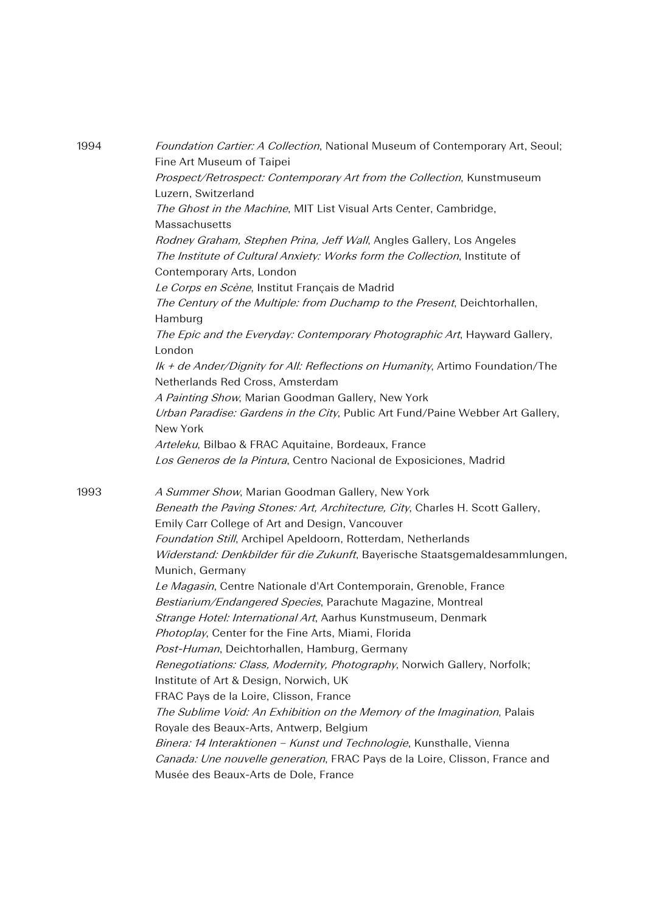1994

*Foundation Cartier: A Collection*, National Museum of Contemporary Art, Seoul; Fine Art Museum of Taipei
*Prospect/Retrospect: Contemporary Art from the Collection*, Kunstmuseum Luzern, Switzerland
*The Ghost in the Machine*, MIT List Visual Arts Center, Cambridge, Massachusetts
*Rodney Graham, Stephen Prina, Jeff Wall*, Angles Gallery, Los Angeles
*The Institute of Cultural Anxiety: Works form the Collection*, Institute of Contemporary Arts, London
*Le Corps en Scène*, Institut Français de Madrid
*The Century of the Multiple: from Duchamp to the Present*, Deichtorhallen, Hamburg
*The Epic and the Everyday: Contemporary Photographic Art*, Hayward Gallery, London
*Ik + de Ander/Dignity for All: Reflections on Humanity*, Artimo Foundation/The Netherlands Red Cross, Amsterdam
*A Painting Show*, Marian Goodman Gallery, New York
*Urban Paradise: Gardens in the City*, Public Art Fund/Paine Webber Art Gallery, New York
*Arteleku*, Bilbao & FRAC Aquitaine, Bordeaux, France
*Los Generos de la Pintura*, Centro Nacional de Exposiciones, Madrid

1993

*A Summer Show*, Marian Goodman Gallery, New York
*Beneath the Paving Stones: Art, Architecture, City*, Charles H. Scott Gallery, Emily Carr College of Art and Design, Vancouver
*Foundation Still*, Archipel Apeldoorn, Rotterdam, Netherlands
*Widerstand: Denkbilder für die Zukunft*, Bayerische Staatsgemaldesammlungen, Munich, Germany
*Le Magasin*, Centre Nationale d'Art Contemporain, Grenoble, France
*Bestiarium/Endangered Species*, Parachute Magazine, Montreal
*Strange Hotel: International Art*, Aarhus Kunstmuseum, Denmark
*Photoplay*, Center for the Fine Arts, Miami, Florida
*Post-Human*, Deichtorhallen, Hamburg, Germany
*Renegotiations: Class, Modernity, Photography*, Norwich Gallery, Norfolk; Institute of Art & Design, Norwich, UK
FRAC Pays de la Loire, Clisson, France
*The Sublime Void: An Exhibition on the Memory of the Imagination*, Palais Royale des Beaux-Arts, Antwerp, Belgium
*Binera: 14 Interaktionen – Kunst und Technologie*, Kunsthalle, Vienna
*Canada: Une nouvelle generation*, FRAC Pays de la Loire, Clisson, France and Musée des Beaux-Arts de Dole, France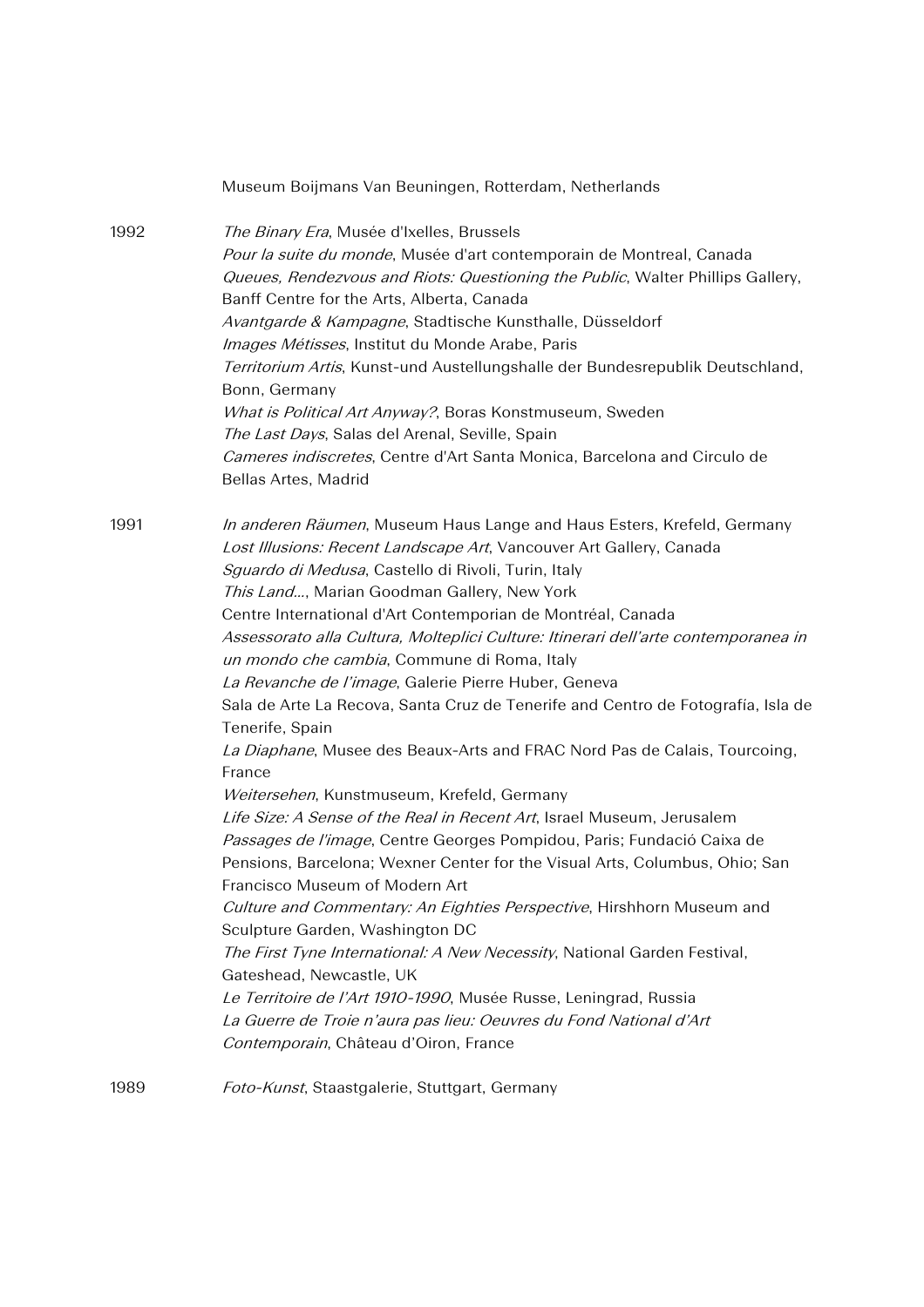Museum Boijmans Van Beuningen, Rotterdam, Netherlands

1992

*The Binary Era*, Musée d'Ixelles, Brussels
*Pour la suite du monde*, Musée d'art contemporain de Montreal, Canada
*Queues, Rendezvous and Riots: Questioning the Public*, Walter Phillips Gallery, Banff Centre for the Arts, Alberta, Canada
*Avantgarde & Kampagne*, Stadtische Kunsthalle, Düsseldorf
*Images Métisses*, Institut du Monde Arabe, Paris
*Territorium Artis*, Kunst-und Austellungshalle der Bundesrepublik Deutschland, Bonn, Germany
*What is Political Art Anyway?*, Boras Konstmuseum, Sweden
*The Last Days*, Salas del Arenal, Seville, Spain
*Cameres indiscretes*, Centre d'Art Santa Monica, Barcelona and Circulo de Bellas Artes, Madrid

1991

*In anderen Räumen*, Museum Haus Lange and Haus Esters, Krefeld, Germany
*Lost Illusions: Recent Landscape Art*, Vancouver Art Gallery, Canada
*Sguardo di Medusa*, Castello di Rivoli, Turin, Italy
*This Land…*, Marian Goodman Gallery, New York
Centre International d'Art Contemporian de Montréal, Canada
*Assessorato alla Cultura, Molteplici Culture: Itinerari dell'arte contemporanea in un mondo che cambia*, Commune di Roma, Italy
*La Revanche de l'image*, Galerie Pierre Huber, Geneva
Sala de Arte La Recova, Santa Cruz de Tenerife and Centro de Fotografía, Isla de Tenerife, Spain
*La Diaphane*, Musee des Beaux-Arts and FRAC Nord Pas de Calais, Tourcoing, France
*Weitersehen*, Kunstmuseum, Krefeld, Germany
*Life Size: A Sense of the Real in Recent Art*, Israel Museum, Jerusalem
*Passages de l'image*, Centre Georges Pompidou, Paris; Fundació Caixa de Pensions, Barcelona; Wexner Center for the Visual Arts, Columbus, Ohio; San Francisco Museum of Modern Art
*Culture and Commentary: An Eighties Perspective*, Hirshhorn Museum and Sculpture Garden, Washington DC
*The First Tyne International: A New Necessity*, National Garden Festival, Gateshead, Newcastle, UK
*Le Territoire de l'Art 1910-1990*, Musée Russe, Leningrad, Russia
*La Guerre de Troie n'aura pas lieu: Oeuvres du Fond National d'Art Contemporain*, Château d'Oiron, France

1989

*Foto-Kunst*, Staastgalerie, Stuttgart, Germany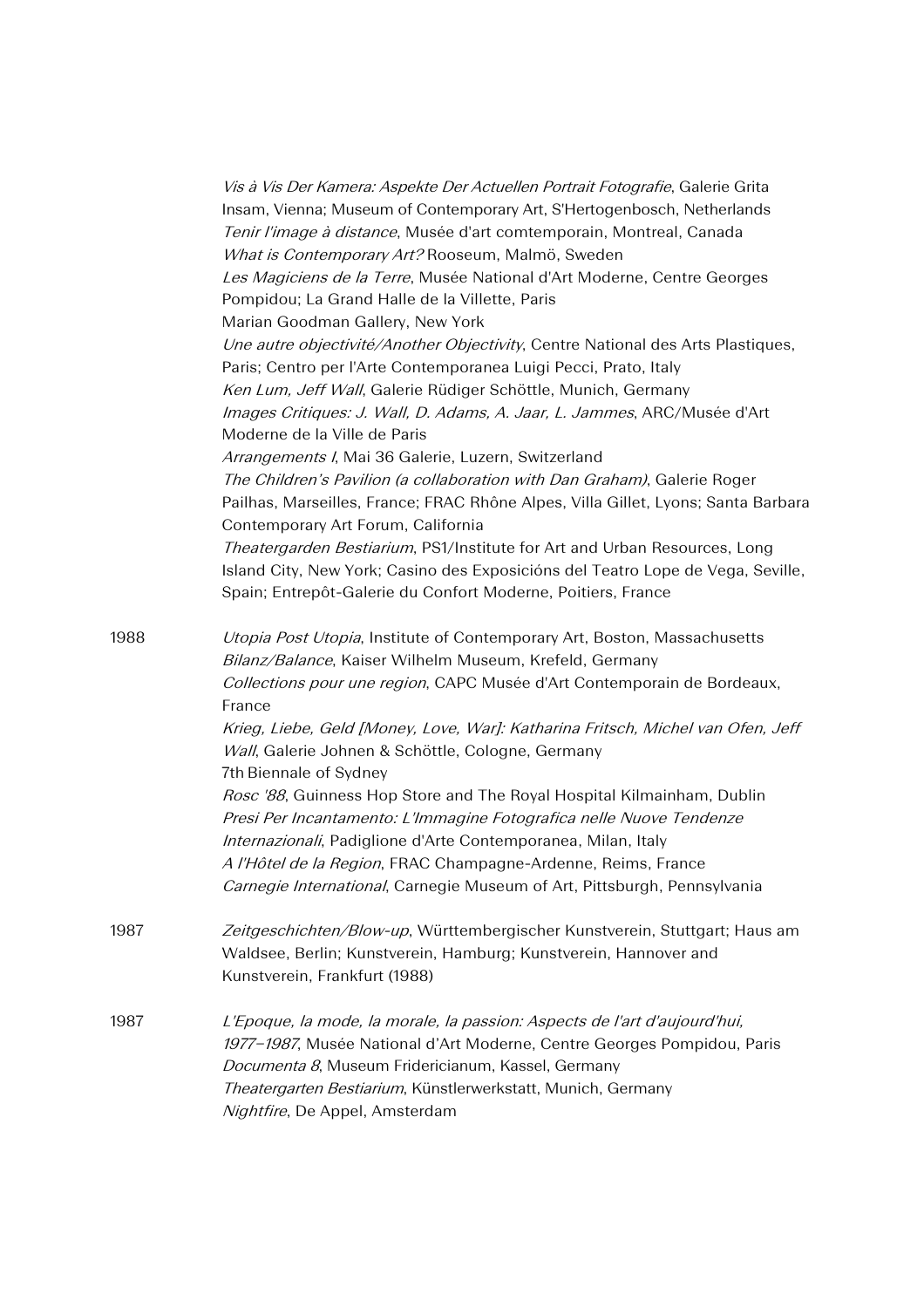*Vis à Vis Der Kamera: Aspekte Der Actuellen Portrait Fotografie*, Galerie Grita Insam, Vienna; Museum of Contemporary Art, S'Hertogenbosch, Netherlands
*Tenir l'image à distance*, Musée d'art comtemporain, Montreal, Canada
*What is Contemporary Art?* Rooseum, Malmö, Sweden
*Les Magiciens de la Terre*, Musée National d'Art Moderne, Centre Georges Pompidou; La Grand Halle de la Villette, Paris
Marian Goodman Gallery, New York
*Une autre objectivité/Another Objectivity*, Centre National des Arts Plastiques, Paris; Centro per l'Arte Contemporanea Luigi Pecci, Prato, Italy
*Ken Lum, Jeff Wall*, Galerie Rüdiger Schöttle, Munich, Germany
*Images Critiques: J. Wall, D. Adams, A. Jaar, L. Jammes*, ARC/Musée d'Art Moderne de la Ville de Paris
*Arrangements I*, Mai 36 Galerie, Luzern, Switzerland
*The Children's Pavilion (a collaboration with Dan Graham)*, Galerie Roger Pailhas, Marseilles, France; FRAC Rhône Alpes, Villa Gillet, Lyons; Santa Barbara Contemporary Art Forum, California
*Theatergarden Bestiarium*, PS1/Institute for Art and Urban Resources, Long Island City, New York; Casino des Exposicións del Teatro Lope de Vega, Seville, Spain; Entrepôt-Galerie du Confort Moderne, Poitiers, France

1988
*Utopia Post Utopia*, Institute of Contemporary Art, Boston, Massachusetts
*Bilanz/Balance*, Kaiser Wilhelm Museum, Krefeld, Germany
*Collections pour une region*, CAPC Musée d'Art Contemporain de Bordeaux, France
*Krieg, Liebe, Geld [Money, Love, War]: Katharina Fritsch, Michel van Ofen, Jeff Wall*, Galerie Johnen & Schöttle, Cologne, Germany
7th Biennale of Sydney
*Rosc '88*, Guinness Hop Store and The Royal Hospital Kilmainham, Dublin
*Presi Per Incantamento: L'Immagine Fotografica nelle Nuove Tendenze Internazionali*, Padiglione d'Arte Contemporanea, Milan, Italy
*A l'Hôtel de la Region*, FRAC Champagne-Ardenne, Reims, France
*Carnegie International*, Carnegie Museum of Art, Pittsburgh, Pennsylvania

1987
*Zeitgeschichten/Blow-up*, Württembergischer Kunstverein, Stuttgart; Haus am Waldsee, Berlin; Kunstverein, Hamburg; Kunstverein, Hannover and Kunstverein, Frankfurt (1988)

1987
*L'Epoque, la mode, la morale, la passion: Aspects de l'art d'aujourd'hui, 1977–1987*, Musée National d'Art Moderne, Centre Georges Pompidou, Paris
*Documenta 8*, Museum Fridericianum, Kassel, Germany
*Theatergarten Bestiarium*, Künstlerwerkstatt, Munich, Germany
*Nightfire*, De Appel, Amsterdam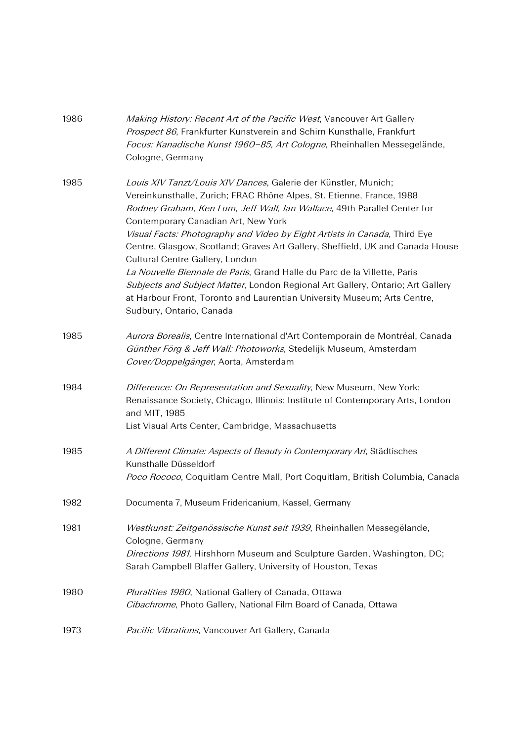1986 *Making History: Recent Art of the Pacific West*, Vancouver Art Gallery
*Prospect 86*, Frankfurter Kunstverein and Schirn Kunsthalle, Frankfurt
*Focus: Kanadische Kunst 1960–85, Art Cologne*, Rheinhallen Messegelände, Cologne, Germany

1985 *Louis XIV Tanzt/Louis XIV Dances*, Galerie der Künstler, Munich; Vereinkunsthalle, Zurich; FRAC Rhône Alpes, St. Etienne, France, 1988
*Rodney Graham, Ken Lum, Jeff Wall, Ian Wallace*, 49th Parallel Center for Contemporary Canadian Art, New York
*Visual Facts: Photography and Video by Eight Artists in Canada*, Third Eye Centre, Glasgow, Scotland; Graves Art Gallery, Sheffield, UK and Canada House Cultural Centre Gallery, London
*La Nouvelle Biennale de Paris*, Grand Halle du Parc de la Villette, Paris
*Subjects and Subject Matter*, London Regional Art Gallery, Ontario; Art Gallery at Harbour Front, Toronto and Laurentian University Museum; Arts Centre, Sudbury, Ontario, Canada

1985 *Aurora Borealis*, Centre International d'Art Contemporain de Montréal, Canada
*Günther Förg & Jeff Wall: Photoworks*, Stedelijk Museum, Amsterdam
*Cover/Doppelgänger*, Aorta, Amsterdam

1984 *Difference: On Representation and Sexuality*, New Museum, New York; Renaissance Society, Chicago, Illinois; Institute of Contemporary Arts, London and MIT, 1985
List Visual Arts Center, Cambridge, Massachusetts

1985 *A Different Climate: Aspects of Beauty in Contemporary Art*, Städtisches Kunsthalle Düsseldorf
*Poco Rococo*, Coquitlam Centre Mall, Port Coquitlam, British Columbia, Canada

1982 Documenta 7, Museum Fridericanium, Kassel, Germany

1981 *Westkunst: Zeitgenössische Kunst seit 1939*, Rheinhallen Messegëlande, Cologne, Germany
*Directions 1981*, Hirshhorn Museum and Sculpture Garden, Washington, DC; Sarah Campbell Blaffer Gallery, University of Houston, Texas

1980 *Pluralities 1980*, National Gallery of Canada, Ottawa
*Cibachrome*, Photo Gallery, National Film Board of Canada, Ottawa

1973 *Pacific Vibrations*, Vancouver Art Gallery, Canada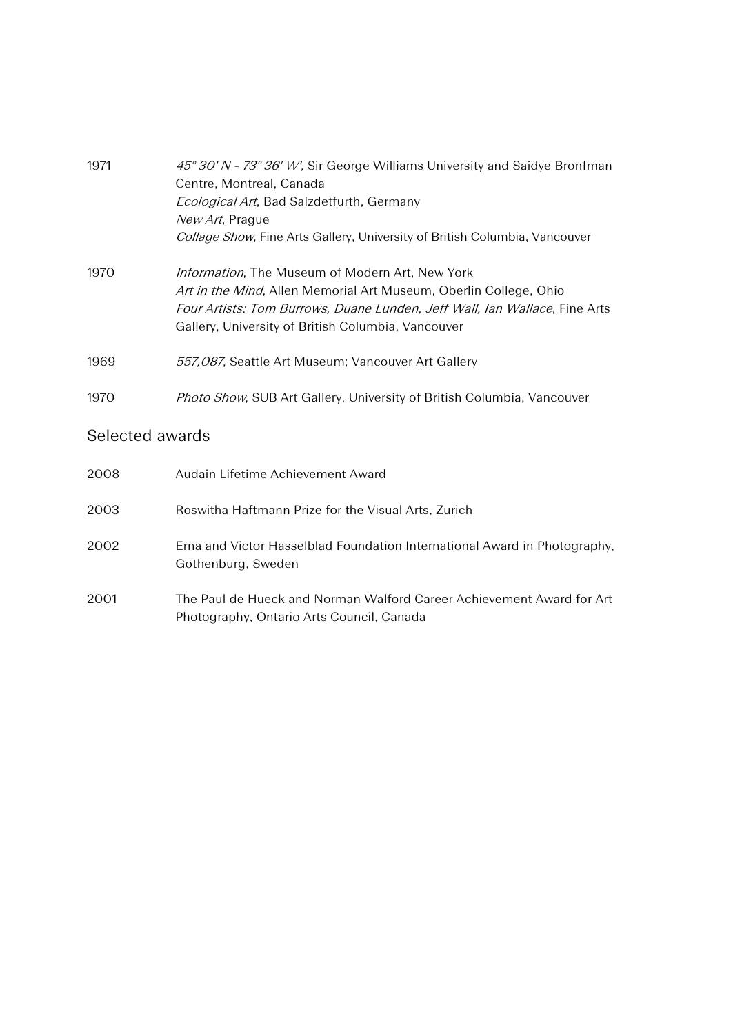1971 *45° 30′ N - 73° 36′ W′,* Sir George Williams University and Saidye Bronfman Centre, Montreal, Canada
*Ecological Art*, Bad Salzdetfurth, Germany
*New Art*, Prague
*Collage Show*, Fine Arts Gallery, University of British Columbia, Vancouver

1970 *Information*, The Museum of Modern Art, New York
*Art in the Mind*, Allen Memorial Art Museum, Oberlin College, Ohio
*Four Artists: Tom Burrows, Duane Lunden, Jeff Wall, Ian Wallace*, Fine Arts Gallery, University of British Columbia, Vancouver

1969 *557,087*, Seattle Art Museum; Vancouver Art Gallery

1970 *Photo Show*, SUB Art Gallery, University of British Columbia, Vancouver

## Selected awards

2008 Audain Lifetime Achievement Award

2003 Roswitha Haftmann Prize for the Visual Arts, Zurich

2002 Erna and Victor Hasselblad Foundation International Award in Photography, Gothenburg, Sweden

2001 The Paul de Hueck and Norman Walford Career Achievement Award for Art Photography, Ontario Arts Council, Canada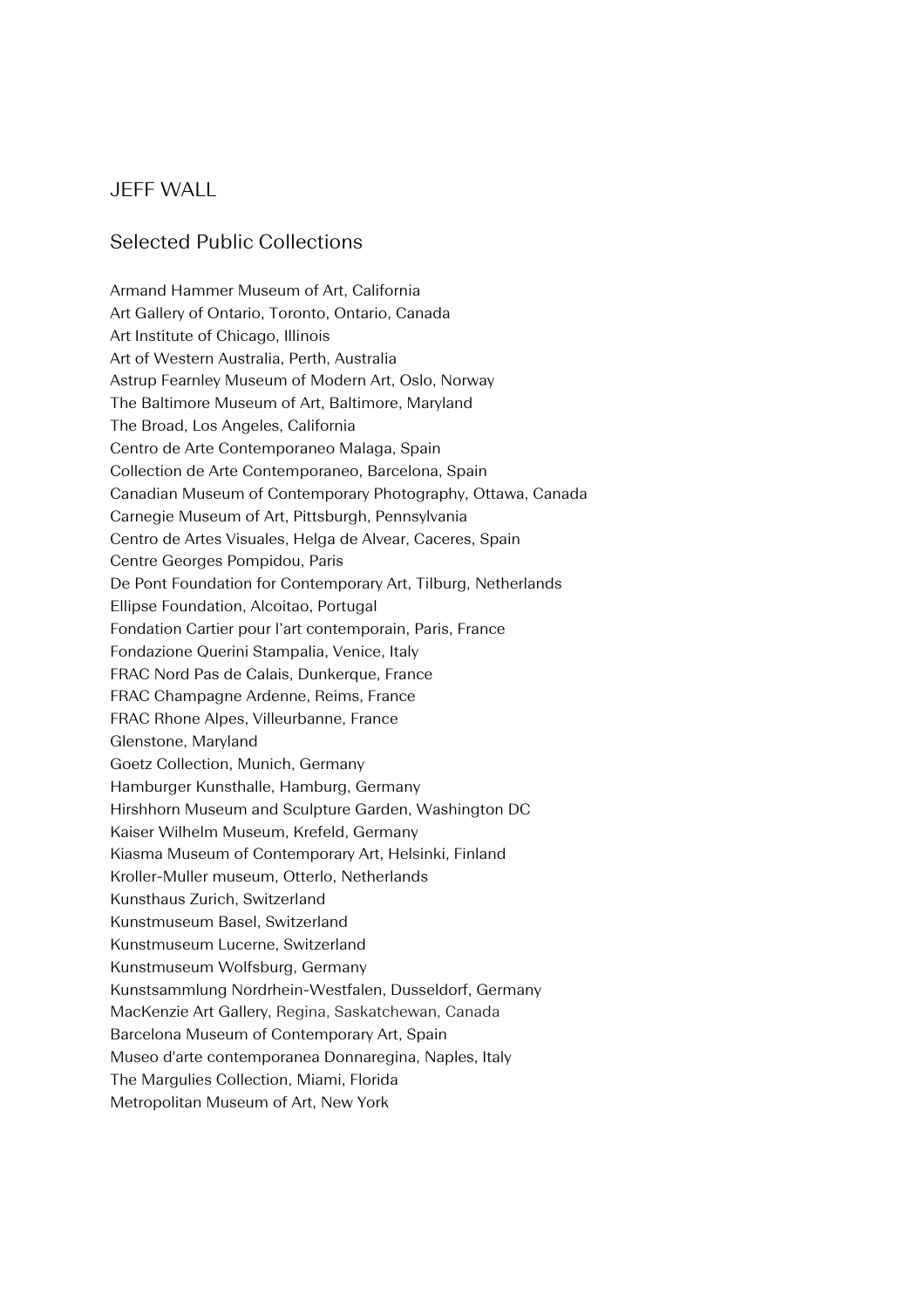# JEFF WALL

## Selected Public Collections

Armand Hammer Museum of Art, California
Art Gallery of Ontario, Toronto, Ontario, Canada
Art Institute of Chicago, Illinois
Art of Western Australia, Perth, Australia
Astrup Fearnley Museum of Modern Art, Oslo, Norway
The Baltimore Museum of Art, Baltimore, Maryland
The Broad, Los Angeles, California
Centro de Arte Contemporaneo Malaga, Spain
Collection de Arte Contemporaneo, Barcelona, Spain
Canadian Museum of Contemporary Photography, Ottawa, Canada
Carnegie Museum of Art, Pittsburgh, Pennsylvania
Centro de Artes Visuales, Helga de Alvear, Caceres, Spain
Centre Georges Pompidou, Paris
De Pont Foundation for Contemporary Art, Tilburg, Netherlands
Ellipse Foundation, Alcoitao, Portugal
Fondation Cartier pour l'art contemporain, Paris, France
Fondazione Querini Stampalia, Venice, Italy
FRAC Nord Pas de Calais, Dunkerque, France
FRAC Champagne Ardenne, Reims, France
FRAC Rhone Alpes, Villeurbanne, France
Glenstone, Maryland
Goetz Collection, Munich, Germany
Hamburger Kunsthalle, Hamburg, Germany
Hirshhorn Museum and Sculpture Garden, Washington DC
Kaiser Wilhelm Museum, Krefeld, Germany
Kiasma Museum of Contemporary Art, Helsinki, Finland
Kroller-Muller museum, Otterlo, Netherlands
Kunsthaus Zurich, Switzerland
Kunstmuseum Basel, Switzerland
Kunstmuseum Lucerne, Switzerland
Kunstmuseum Wolfsburg, Germany
Kunstsammlung Nordrhein-Westfalen, Dusseldorf, Germany
MacKenzie Art Gallery, Regina, Saskatchewan, Canada
Barcelona Museum of Contemporary Art, Spain
Museo d'arte contemporanea Donnaregina, Naples, Italy
The Margulies Collection, Miami, Florida
Metropolitan Museum of Art, New York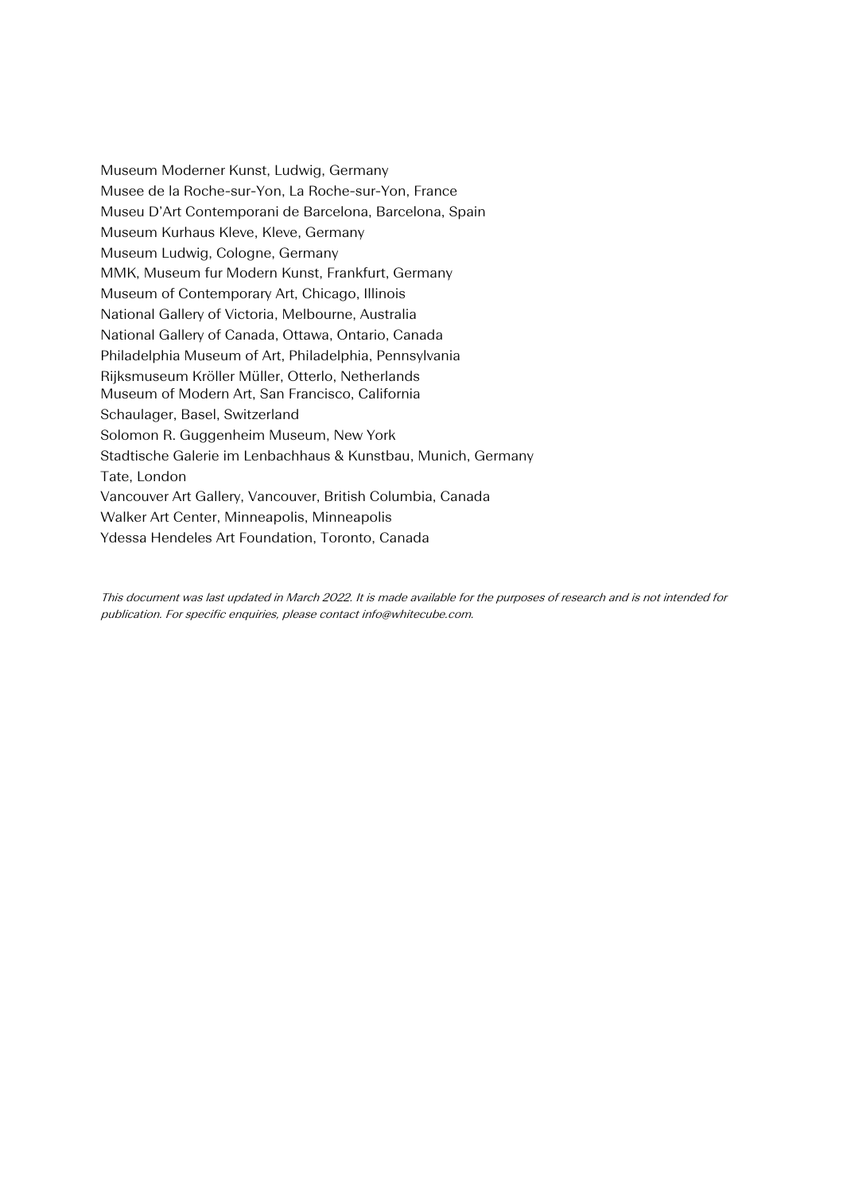Museum Moderner Kunst, Ludwig, Germany
Musee de la Roche-sur-Yon, La Roche-sur-Yon, France
Museu D'Art Contemporani de Barcelona, Barcelona, Spain
Museum Kurhaus Kleve, Kleve, Germany
Museum Ludwig, Cologne, Germany
MMK, Museum fur Modern Kunst, Frankfurt, Germany
Museum of Contemporary Art, Chicago, Illinois
National Gallery of Victoria, Melbourne, Australia
National Gallery of Canada, Ottawa, Ontario, Canada
Philadelphia Museum of Art, Philadelphia, Pennsylvania
Rijksmuseum Kröller Müller, Otterlo, Netherlands
Museum of Modern Art, San Francisco, California
Schaulager, Basel, Switzerland
Solomon R. Guggenheim Museum, New York
Stadtische Galerie im Lenbachhaus & Kunstbau, Munich, Germany
Tate, London
Vancouver Art Gallery, Vancouver, British Columbia, Canada
Walker Art Center, Minneapolis, Minneapolis
Ydessa Hendeles Art Foundation, Toronto, Canada

*This document was last updated in March 2022. It is made available for the purposes of research and is not intended for publication. For specific enquiries, please contact info@whitecube.com.*